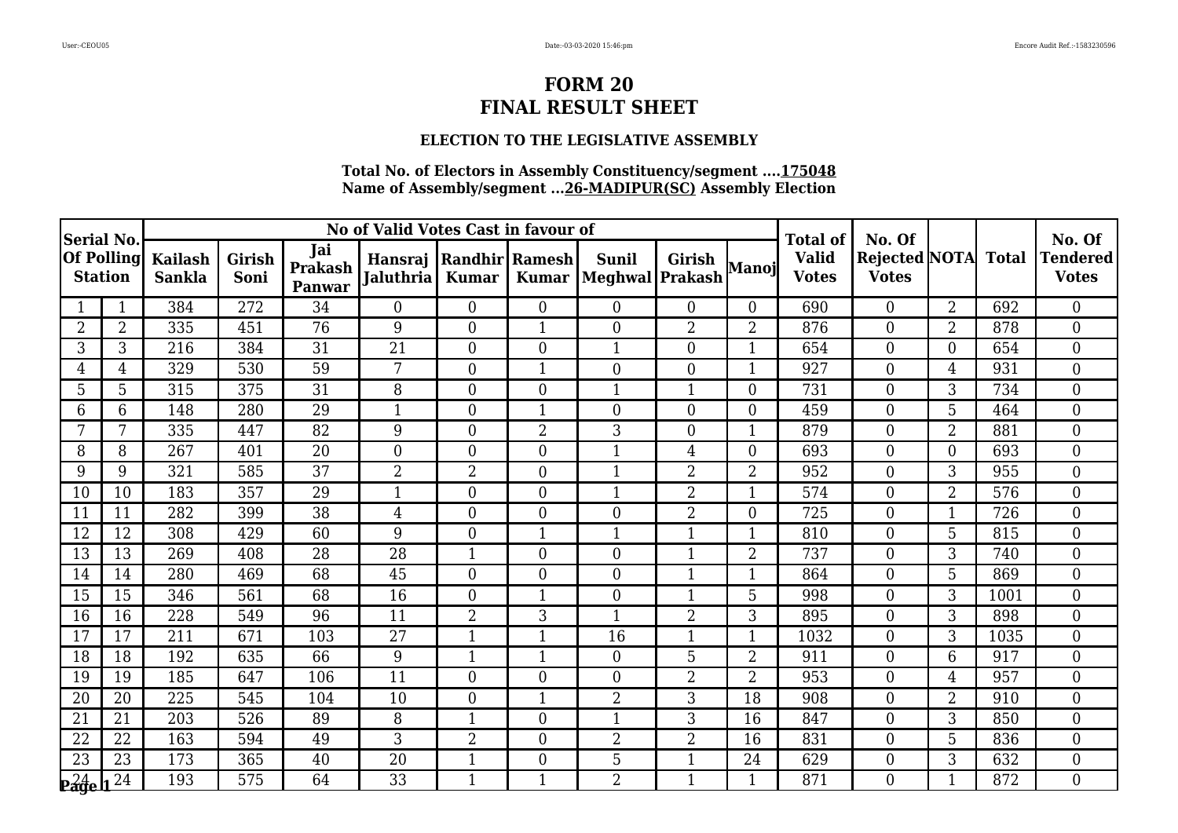# FORM 20
# FINAL RESULT SHEET

### ELECTION TO THE LEGISLATIVE ASSEMBLY

**Total No. of Electors in Assembly Constituency/segment ....175048**
**Name of Assembly/segment ...26-MADIPUR(SC) Assembly Election**

| Serial No. Of Polling Station | | No of Valid Votes Cast in favour of | | | | | | | | | Total of Valid Votes | No. Of Rejected Votes | NOTA | Total | No. Of Tendered Votes |
|---|---|---|---|---|---|---|---|---|---|---|---|---|---|---|---|
| | | Kailash Sankla | Girish Soni | Jai Prakash Panwar | Hansraj Jaluthria | Randhir Kumar | Ramesh Kumar | Sunil Meghwal | Girish Prakash | Manoj | | | | | |
| 1 | 1 | 384 | 272 | 34 | 0 | 0 | 0 | 0 | 0 | 0 | 690 | 0 | 2 | 692 | 0 |
| 2 | 2 | 335 | 451 | 76 | 9 | 0 | 1 | 0 | 2 | 2 | 876 | 0 | 2 | 878 | 0 |
| 3 | 3 | 216 | 384 | 31 | 21 | 0 | 0 | 1 | 0 | 1 | 654 | 0 | 0 | 654 | 0 |
| 4 | 4 | 329 | 530 | 59 | 7 | 0 | 1 | 0 | 0 | 1 | 927 | 0 | 4 | 931 | 0 |
| 5 | 5 | 315 | 375 | 31 | 8 | 0 | 0 | 1 | 1 | 0 | 731 | 0 | 3 | 734 | 0 |
| 6 | 6 | 148 | 280 | 29 | 1 | 0 | 1 | 0 | 0 | 0 | 459 | 0 | 5 | 464 | 0 |
| 7 | 7 | 335 | 447 | 82 | 9 | 0 | 2 | 3 | 0 | 1 | 879 | 0 | 2 | 881 | 0 |
| 8 | 8 | 267 | 401 | 20 | 0 | 0 | 0 | 1 | 4 | 0 | 693 | 0 | 0 | 693 | 0 |
| 9 | 9 | 321 | 585 | 37 | 2 | 2 | 0 | 1 | 2 | 2 | 952 | 0 | 3 | 955 | 0 |
| 10 | 10 | 183 | 357 | 29 | 1 | 0 | 0 | 1 | 2 | 1 | 574 | 0 | 2 | 576 | 0 |
| 11 | 11 | 282 | 399 | 38 | 4 | 0 | 0 | 0 | 2 | 0 | 725 | 0 | 1 | 726 | 0 |
| 12 | 12 | 308 | 429 | 60 | 9 | 0 | 1 | 1 | 1 | 1 | 810 | 0 | 5 | 815 | 0 |
| 13 | 13 | 269 | 408 | 28 | 28 | 1 | 0 | 0 | 1 | 2 | 737 | 0 | 3 | 740 | 0 |
| 14 | 14 | 280 | 469 | 68 | 45 | 0 | 0 | 0 | 1 | 1 | 864 | 0 | 5 | 869 | 0 |
| 15 | 15 | 346 | 561 | 68 | 16 | 0 | 1 | 0 | 1 | 5 | 998 | 0 | 3 | 1001 | 0 |
| 16 | 16 | 228 | 549 | 96 | 11 | 2 | 3 | 1 | 2 | 3 | 895 | 0 | 3 | 898 | 0 |
| 17 | 17 | 211 | 671 | 103 | 27 | 1 | 1 | 16 | 1 | 1 | 1032 | 0 | 3 | 1035 | 0 |
| 18 | 18 | 192 | 635 | 66 | 9 | 1 | 1 | 0 | 5 | 2 | 911 | 0 | 6 | 917 | 0 |
| 19 | 19 | 185 | 647 | 106 | 11 | 0 | 0 | 0 | 2 | 2 | 953 | 0 | 4 | 957 | 0 |
| 20 | 20 | 225 | 545 | 104 | 10 | 0 | 1 | 2 | 3 | 18 | 908 | 0 | 2 | 910 | 0 |
| 21 | 21 | 203 | 526 | 89 | 8 | 1 | 0 | 1 | 3 | 16 | 847 | 0 | 3 | 850 | 0 |
| 22 | 22 | 163 | 594 | 49 | 3 | 2 | 0 | 2 | 2 | 16 | 831 | 0 | 5 | 836 | 0 |
| 23 | 23 | 173 | 365 | 40 | 20 | 1 | 0 | 5 | 1 | 24 | 629 | 0 | 3 | 632 | 0 |
| 24 | 24 | 193 | 575 | 64 | 33 | 1 | 1 | 2 | 1 | 1 | 871 | 0 | 1 | 872 | 0 |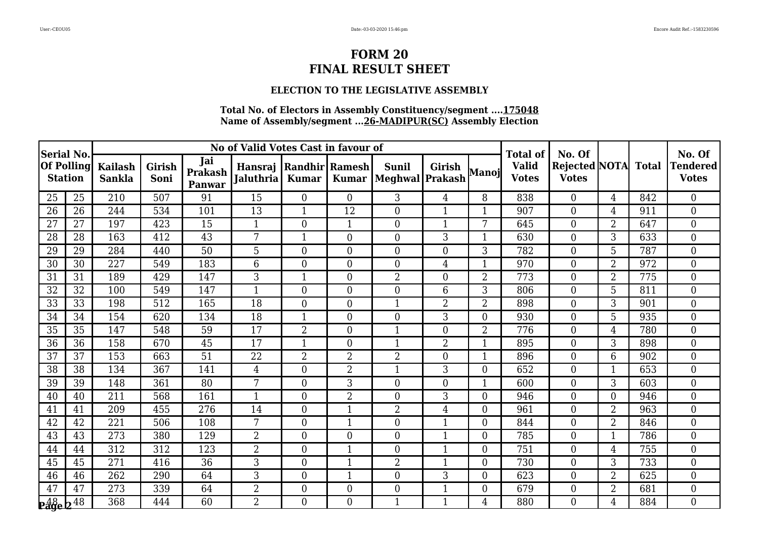# FORM 20
# FINAL RESULT SHEET

### ELECTION TO THE LEGISLATIVE ASSEMBLY

**Total No. of Electors in Assembly Constituency/segment ....175048**
**Name of Assembly/segment ...26-MADIPUR(SC) Assembly Election**

| Serial No. Of Polling Station | | No of Valid Votes Cast in favour of | | | | | | | | | Total of Valid Votes | No. Of Rejected Votes | NOTA | Total | No. Of Tendered Votes |
|---|---|---|---|---|---|---|---|---|---|---|---|---|---|---|---|
| | | Kailash Sankla | Girish Soni | Jai Prakash Panwar | Hansraj Jaluthria | Randhir Kumar | Ramesh Kumar | Sunil Meghwal | Girish Prakash | Manoj | | | | | |
| 25 | 25 | 210 | 507 | 91 | 15 | 0 | 0 | 3 | 4 | 8 | 838 | 0 | 4 | 842 | 0 |
| 26 | 26 | 244 | 534 | 101 | 13 | 1 | 12 | 0 | 1 | 1 | 907 | 0 | 4 | 911 | 0 |
| 27 | 27 | 197 | 423 | 15 | 1 | 0 | 1 | 0 | 1 | 7 | 645 | 0 | 2 | 647 | 0 |
| 28 | 28 | 163 | 412 | 43 | 7 | 1 | 0 | 0 | 3 | 1 | 630 | 0 | 3 | 633 | 0 |
| 29 | 29 | 284 | 440 | 50 | 5 | 0 | 0 | 0 | 0 | 3 | 782 | 0 | 5 | 787 | 0 |
| 30 | 30 | 227 | 549 | 183 | 6 | 0 | 0 | 0 | 4 | 1 | 970 | 0 | 2 | 972 | 0 |
| 31 | 31 | 189 | 429 | 147 | 3 | 1 | 0 | 2 | 0 | 2 | 773 | 0 | 2 | 775 | 0 |
| 32 | 32 | 100 | 549 | 147 | 1 | 0 | 0 | 0 | 6 | 3 | 806 | 0 | 5 | 811 | 0 |
| 33 | 33 | 198 | 512 | 165 | 18 | 0 | 0 | 1 | 2 | 2 | 898 | 0 | 3 | 901 | 0 |
| 34 | 34 | 154 | 620 | 134 | 18 | 1 | 0 | 0 | 3 | 0 | 930 | 0 | 5 | 935 | 0 |
| 35 | 35 | 147 | 548 | 59 | 17 | 2 | 0 | 1 | 0 | 2 | 776 | 0 | 4 | 780 | 0 |
| 36 | 36 | 158 | 670 | 45 | 17 | 1 | 0 | 1 | 2 | 1 | 895 | 0 | 3 | 898 | 0 |
| 37 | 37 | 153 | 663 | 51 | 22 | 2 | 2 | 2 | 0 | 1 | 896 | 0 | 6 | 902 | 0 |
| 38 | 38 | 134 | 367 | 141 | 4 | 0 | 2 | 1 | 3 | 0 | 652 | 0 | 1 | 653 | 0 |
| 39 | 39 | 148 | 361 | 80 | 7 | 0 | 3 | 0 | 0 | 1 | 600 | 0 | 3 | 603 | 0 |
| 40 | 40 | 211 | 568 | 161 | 1 | 0 | 2 | 0 | 3 | 0 | 946 | 0 | 0 | 946 | 0 |
| 41 | 41 | 209 | 455 | 276 | 14 | 0 | 1 | 2 | 4 | 0 | 961 | 0 | 2 | 963 | 0 |
| 42 | 42 | 221 | 506 | 108 | 7 | 0 | 1 | 0 | 1 | 0 | 844 | 0 | 2 | 846 | 0 |
| 43 | 43 | 273 | 380 | 129 | 2 | 0 | 0 | 0 | 1 | 0 | 785 | 0 | 1 | 786 | 0 |
| 44 | 44 | 312 | 312 | 123 | 2 | 0 | 1 | 0 | 1 | 0 | 751 | 0 | 4 | 755 | 0 |
| 45 | 45 | 271 | 416 | 36 | 3 | 0 | 1 | 2 | 1 | 0 | 730 | 0 | 3 | 733 | 0 |
| 46 | 46 | 262 | 290 | 64 | 3 | 0 | 1 | 0 | 3 | 0 | 623 | 0 | 2 | 625 | 0 |
| 47 | 47 | 273 | 339 | 64 | 2 | 0 | 0 | 0 | 1 | 0 | 679 | 0 | 2 | 681 | 0 |
| 48 | 48 | 368 | 444 | 60 | 2 | 0 | 0 | 1 | 1 | 4 | 880 | 0 | 4 | 884 | 0 |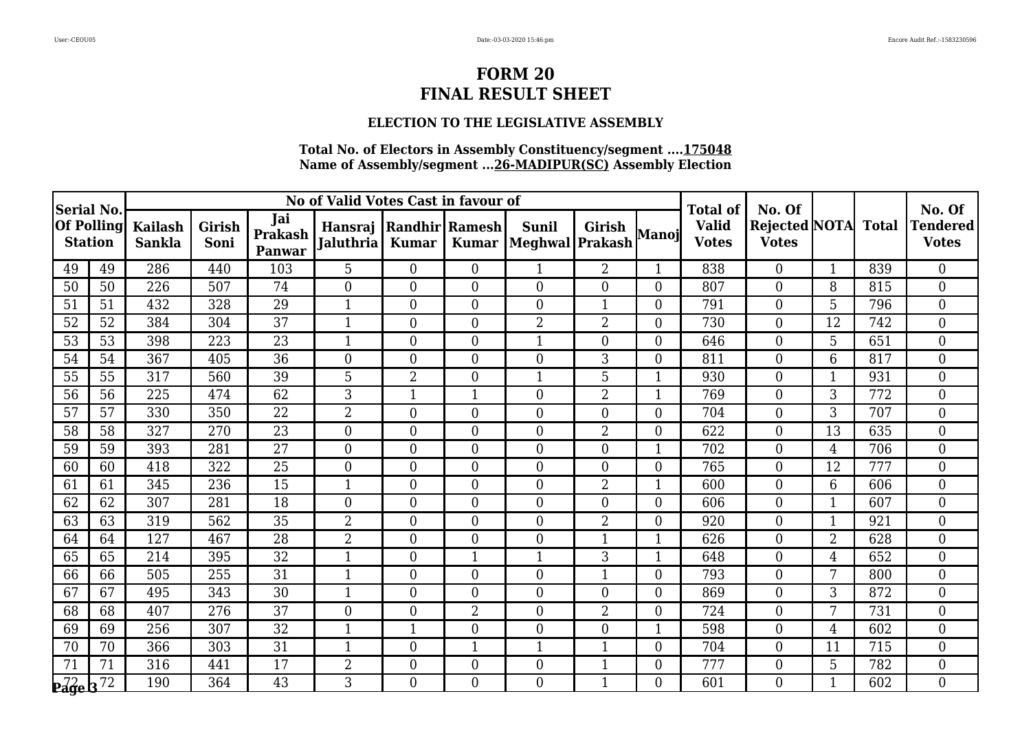# FORM 20
# FINAL RESULT SHEET

### ELECTION TO THE LEGISLATIVE ASSEMBLY

**Total No. of Electors in Assembly Constituency/segment ....175048**
**Name of Assembly/segment ...26-MADIPUR(SC) Assembly Election**

| Serial No. Of Polling Station | | No of Valid Votes Cast in favour of | | | | | | | | | Total of Valid Votes | No. Of Rejected Votes | NOTA | Total | No. Of Tendered Votes |
|---|---|---|---|---|---|---|---|---|---|---|---|---|---|---|---|
| | | Kailash Sankla | Girish Soni | Jai Prakash Panwar | Hansraj Jaluthria | Randhir Kumar | Ramesh Kumar | Sunil Meghwal | Girish Prakash | Manoj | | | | | |
| 49 | 49 | 286 | 440 | 103 | 5 | 0 | 0 | 1 | 2 | 1 | 838 | 0 | 1 | 839 | 0 |
| 50 | 50 | 226 | 507 | 74 | 0 | 0 | 0 | 0 | 0 | 0 | 807 | 0 | 8 | 815 | 0 |
| 51 | 51 | 432 | 328 | 29 | 1 | 0 | 0 | 0 | 1 | 0 | 791 | 0 | 5 | 796 | 0 |
| 52 | 52 | 384 | 304 | 37 | 1 | 0 | 0 | 2 | 2 | 0 | 730 | 0 | 12 | 742 | 0 |
| 53 | 53 | 398 | 223 | 23 | 1 | 0 | 0 | 1 | 0 | 0 | 646 | 0 | 5 | 651 | 0 |
| 54 | 54 | 367 | 405 | 36 | 0 | 0 | 0 | 0 | 3 | 0 | 811 | 0 | 6 | 817 | 0 |
| 55 | 55 | 317 | 560 | 39 | 5 | 2 | 0 | 1 | 5 | 1 | 930 | 0 | 1 | 931 | 0 |
| 56 | 56 | 225 | 474 | 62 | 3 | 1 | 1 | 0 | 2 | 1 | 769 | 0 | 3 | 772 | 0 |
| 57 | 57 | 330 | 350 | 22 | 2 | 0 | 0 | 0 | 0 | 0 | 704 | 0 | 3 | 707 | 0 |
| 58 | 58 | 327 | 270 | 23 | 0 | 0 | 0 | 0 | 2 | 0 | 622 | 0 | 13 | 635 | 0 |
| 59 | 59 | 393 | 281 | 27 | 0 | 0 | 0 | 0 | 0 | 1 | 702 | 0 | 4 | 706 | 0 |
| 60 | 60 | 418 | 322 | 25 | 0 | 0 | 0 | 0 | 0 | 0 | 765 | 0 | 12 | 777 | 0 |
| 61 | 61 | 345 | 236 | 15 | 1 | 0 | 0 | 0 | 2 | 1 | 600 | 0 | 6 | 606 | 0 |
| 62 | 62 | 307 | 281 | 18 | 0 | 0 | 0 | 0 | 0 | 0 | 606 | 0 | 1 | 607 | 0 |
| 63 | 63 | 319 | 562 | 35 | 2 | 0 | 0 | 0 | 2 | 0 | 920 | 0 | 1 | 921 | 0 |
| 64 | 64 | 127 | 467 | 28 | 2 | 0 | 0 | 0 | 1 | 1 | 626 | 0 | 2 | 628 | 0 |
| 65 | 65 | 214 | 395 | 32 | 1 | 0 | 1 | 1 | 3 | 1 | 648 | 0 | 4 | 652 | 0 |
| 66 | 66 | 505 | 255 | 31 | 1 | 0 | 0 | 0 | 1 | 0 | 793 | 0 | 7 | 800 | 0 |
| 67 | 67 | 495 | 343 | 30 | 1 | 0 | 0 | 0 | 0 | 0 | 869 | 0 | 3 | 872 | 0 |
| 68 | 68 | 407 | 276 | 37 | 0 | 0 | 2 | 0 | 2 | 0 | 724 | 0 | 7 | 731 | 0 |
| 69 | 69 | 256 | 307 | 32 | 1 | 1 | 0 | 0 | 0 | 1 | 598 | 0 | 4 | 602 | 0 |
| 70 | 70 | 366 | 303 | 31 | 1 | 0 | 1 | 1 | 1 | 0 | 704 | 0 | 11 | 715 | 0 |
| 71 | 71 | 316 | 441 | 17 | 2 | 0 | 0 | 0 | 1 | 0 | 777 | 0 | 5 | 782 | 0 |
| 72 | 72 | 190 | 364 | 43 | 3 | 0 | 0 | 0 | 1 | 0 | 601 | 0 | 1 | 602 | 0 |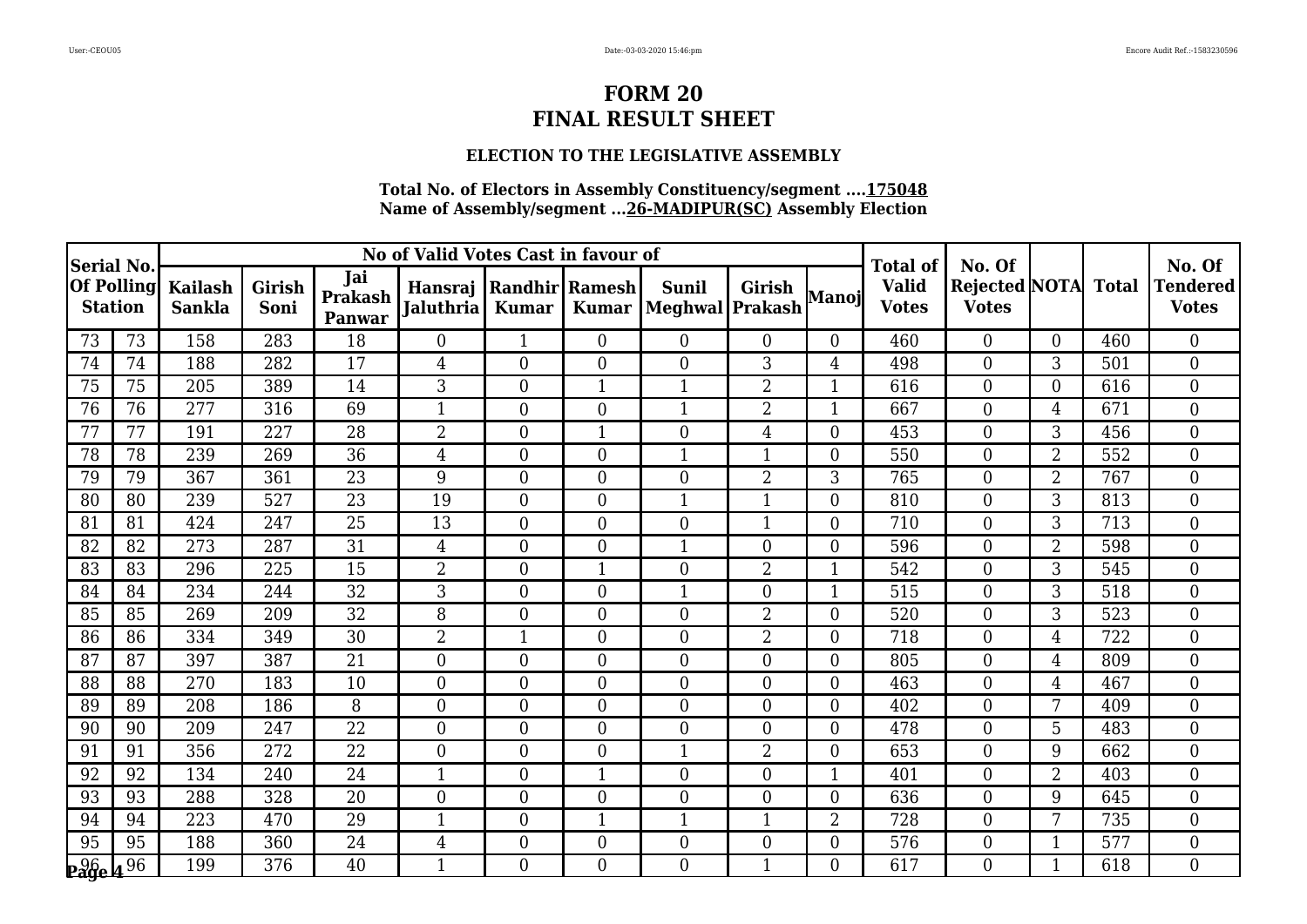# FORM 20
# FINAL RESULT SHEET

### ELECTION TO THE LEGISLATIVE ASSEMBLY

**Total No. of Electors in Assembly Constituency/segment ....175048**
**Name of Assembly/segment ...26-MADIPUR(SC) Assembly Election**

| Serial No. Of Polling Station | | No of Valid Votes Cast in favour of | | | | | | | | | Total of Valid Votes | No. Of Rejected Votes | NOTA | Total | No. Of Tendered Votes |
|---|---|---|---|---|---|---|---|---|---|---|---|---|---|---|---|
| | | Kailash Sankla | Girish Soni | Jai Prakash Panwar | Hansraj Jaluthria | Randhir Kumar | Ramesh Kumar | Sunil Meghwal | Girish Prakash | Manoj | | | | | |
| 73 | 73 | 158 | 283 | 18 | 0 | 1 | 0 | 0 | 0 | 0 | 460 | 0 | 0 | 460 | 0 |
| 74 | 74 | 188 | 282 | 17 | 4 | 0 | 0 | 0 | 3 | 4 | 498 | 0 | 3 | 501 | 0 |
| 75 | 75 | 205 | 389 | 14 | 3 | 0 | 1 | 1 | 2 | 1 | 616 | 0 | 0 | 616 | 0 |
| 76 | 76 | 277 | 316 | 69 | 1 | 0 | 0 | 1 | 2 | 1 | 667 | 0 | 4 | 671 | 0 |
| 77 | 77 | 191 | 227 | 28 | 2 | 0 | 1 | 0 | 4 | 0 | 453 | 0 | 3 | 456 | 0 |
| 78 | 78 | 239 | 269 | 36 | 4 | 0 | 0 | 1 | 1 | 0 | 550 | 0 | 2 | 552 | 0 |
| 79 | 79 | 367 | 361 | 23 | 9 | 0 | 0 | 0 | 2 | 3 | 765 | 0 | 2 | 767 | 0 |
| 80 | 80 | 239 | 527 | 23 | 19 | 0 | 0 | 1 | 1 | 0 | 810 | 0 | 3 | 813 | 0 |
| 81 | 81 | 424 | 247 | 25 | 13 | 0 | 0 | 0 | 1 | 0 | 710 | 0 | 3 | 713 | 0 |
| 82 | 82 | 273 | 287 | 31 | 4 | 0 | 0 | 1 | 0 | 0 | 596 | 0 | 2 | 598 | 0 |
| 83 | 83 | 296 | 225 | 15 | 2 | 0 | 1 | 0 | 2 | 1 | 542 | 0 | 3 | 545 | 0 |
| 84 | 84 | 234 | 244 | 32 | 3 | 0 | 0 | 1 | 0 | 1 | 515 | 0 | 3 | 518 | 0 |
| 85 | 85 | 269 | 209 | 32 | 8 | 0 | 0 | 0 | 2 | 0 | 520 | 0 | 3 | 523 | 0 |
| 86 | 86 | 334 | 349 | 30 | 2 | 1 | 0 | 0 | 2 | 0 | 718 | 0 | 4 | 722 | 0 |
| 87 | 87 | 397 | 387 | 21 | 0 | 0 | 0 | 0 | 0 | 0 | 805 | 0 | 4 | 809 | 0 |
| 88 | 88 | 270 | 183 | 10 | 0 | 0 | 0 | 0 | 0 | 0 | 463 | 0 | 4 | 467 | 0 |
| 89 | 89 | 208 | 186 | 8 | 0 | 0 | 0 | 0 | 0 | 0 | 402 | 0 | 7 | 409 | 0 |
| 90 | 90 | 209 | 247 | 22 | 0 | 0 | 0 | 0 | 0 | 0 | 478 | 0 | 5 | 483 | 0 |
| 91 | 91 | 356 | 272 | 22 | 0 | 0 | 0 | 1 | 2 | 0 | 653 | 0 | 9 | 662 | 0 |
| 92 | 92 | 134 | 240 | 24 | 1 | 0 | 1 | 0 | 0 | 1 | 401 | 0 | 2 | 403 | 0 |
| 93 | 93 | 288 | 328 | 20 | 0 | 0 | 0 | 0 | 0 | 0 | 636 | 0 | 9 | 645 | 0 |
| 94 | 94 | 223 | 470 | 29 | 1 | 0 | 1 | 1 | 1 | 2 | 728 | 0 | 7 | 735 | 0 |
| 95 | 95 | 188 | 360 | 24 | 4 | 0 | 0 | 0 | 0 | 0 | 576 | 0 | 1 | 577 | 0 |
| 96 | 96 | 199 | 376 | 40 | 1 | 0 | 0 | 0 | 1 | 0 | 617 | 0 | 1 | 618 | 0 |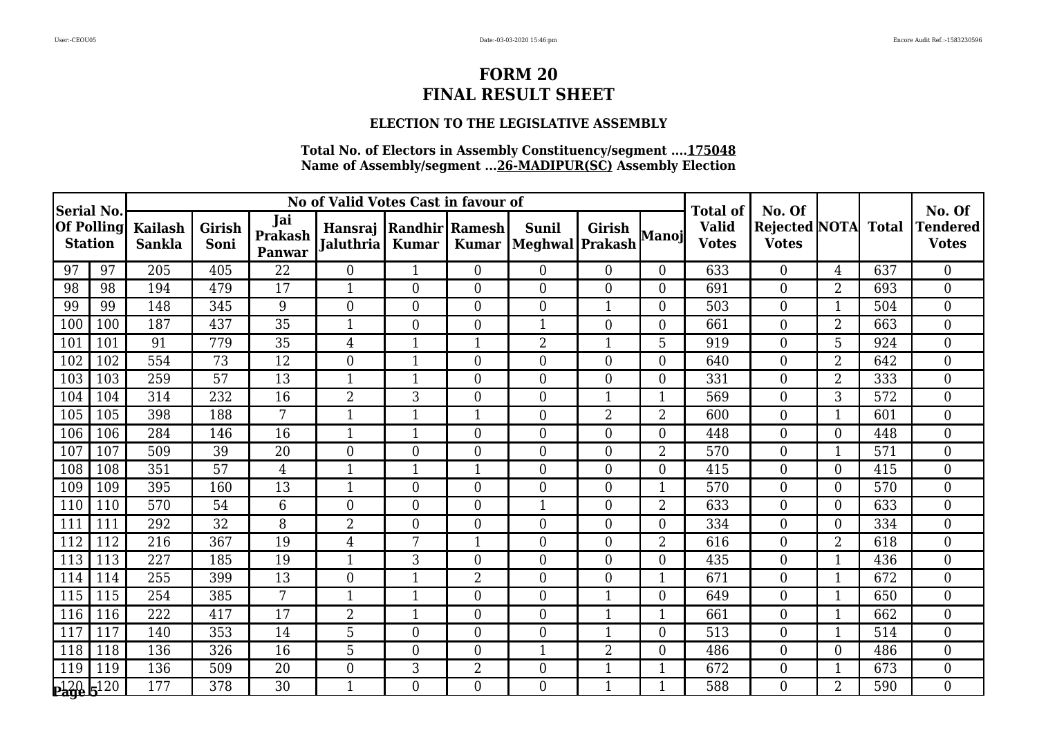# FORM 20
# FINAL RESULT SHEET

### ELECTION TO THE LEGISLATIVE ASSEMBLY

**Total No. of Electors in Assembly Constituency/segment ....175048**
**Name of Assembly/segment ...26-MADIPUR(SC) Assembly Election**

| Serial No. Of Polling Station | | No of Valid Votes Cast in favour of | | | | | | | | | Total of Valid Votes | No. Of Rejected Votes | NOTA | Total | No. Of Tendered Votes |
|---|---|---|---|---|---|---|---|---|---|---|---|---|---|---|---|
| | | Kailash Sankla | Girish Soni | Jai Prakash Panwar | Hansraj Jaluthria | Randhir Kumar | Ramesh Kumar | Sunil Meghwal | Girish Prakash | Manoj | | | | | |
| 97 | 97 | 205 | 405 | 22 | 0 | 1 | 0 | 0 | 0 | 0 | 633 | 0 | 4 | 637 | 0 |
| 98 | 98 | 194 | 479 | 17 | 1 | 0 | 0 | 0 | 0 | 0 | 691 | 0 | 2 | 693 | 0 |
| 99 | 99 | 148 | 345 | 9 | 0 | 0 | 0 | 0 | 1 | 0 | 503 | 0 | 1 | 504 | 0 |
| 100 | 100 | 187 | 437 | 35 | 1 | 0 | 0 | 1 | 0 | 0 | 661 | 0 | 2 | 663 | 0 |
| 101 | 101 | 91 | 779 | 35 | 4 | 1 | 1 | 2 | 1 | 5 | 919 | 0 | 5 | 924 | 0 |
| 102 | 102 | 554 | 73 | 12 | 0 | 1 | 0 | 0 | 0 | 0 | 640 | 0 | 2 | 642 | 0 |
| 103 | 103 | 259 | 57 | 13 | 1 | 1 | 0 | 0 | 0 | 0 | 331 | 0 | 2 | 333 | 0 |
| 104 | 104 | 314 | 232 | 16 | 2 | 3 | 0 | 0 | 1 | 1 | 569 | 0 | 3 | 572 | 0 |
| 105 | 105 | 398 | 188 | 7 | 1 | 1 | 1 | 0 | 2 | 2 | 600 | 0 | 1 | 601 | 0 |
| 106 | 106 | 284 | 146 | 16 | 1 | 1 | 0 | 0 | 0 | 0 | 448 | 0 | 0 | 448 | 0 |
| 107 | 107 | 509 | 39 | 20 | 0 | 0 | 0 | 0 | 0 | 2 | 570 | 0 | 1 | 571 | 0 |
| 108 | 108 | 351 | 57 | 4 | 1 | 1 | 1 | 0 | 0 | 0 | 415 | 0 | 0 | 415 | 0 |
| 109 | 109 | 395 | 160 | 13 | 1 | 0 | 0 | 0 | 0 | 1 | 570 | 0 | 0 | 570 | 0 |
| 110 | 110 | 570 | 54 | 6 | 0 | 0 | 0 | 1 | 0 | 2 | 633 | 0 | 0 | 633 | 0 |
| 111 | 111 | 292 | 32 | 8 | 2 | 0 | 0 | 0 | 0 | 0 | 334 | 0 | 0 | 334 | 0 |
| 112 | 112 | 216 | 367 | 19 | 4 | 7 | 1 | 0 | 0 | 2 | 616 | 0 | 2 | 618 | 0 |
| 113 | 113 | 227 | 185 | 19 | 1 | 3 | 0 | 0 | 0 | 0 | 435 | 0 | 1 | 436 | 0 |
| 114 | 114 | 255 | 399 | 13 | 0 | 1 | 2 | 0 | 0 | 1 | 671 | 0 | 1 | 672 | 0 |
| 115 | 115 | 254 | 385 | 7 | 1 | 1 | 0 | 0 | 1 | 0 | 649 | 0 | 1 | 650 | 0 |
| 116 | 116 | 222 | 417 | 17 | 2 | 1 | 0 | 0 | 1 | 1 | 661 | 0 | 1 | 662 | 0 |
| 117 | 117 | 140 | 353 | 14 | 5 | 0 | 0 | 0 | 1 | 0 | 513 | 0 | 1 | 514 | 0 |
| 118 | 118 | 136 | 326 | 16 | 5 | 0 | 0 | 1 | 2 | 0 | 486 | 0 | 0 | 486 | 0 |
| 119 | 119 | 136 | 509 | 20 | 0 | 3 | 2 | 0 | 1 | 1 | 672 | 0 | 1 | 673 | 0 |
| 120 | 120 | 177 | 378 | 30 | 1 | 0 | 0 | 0 | 1 | 1 | 588 | 0 | 2 | 590 | 0 |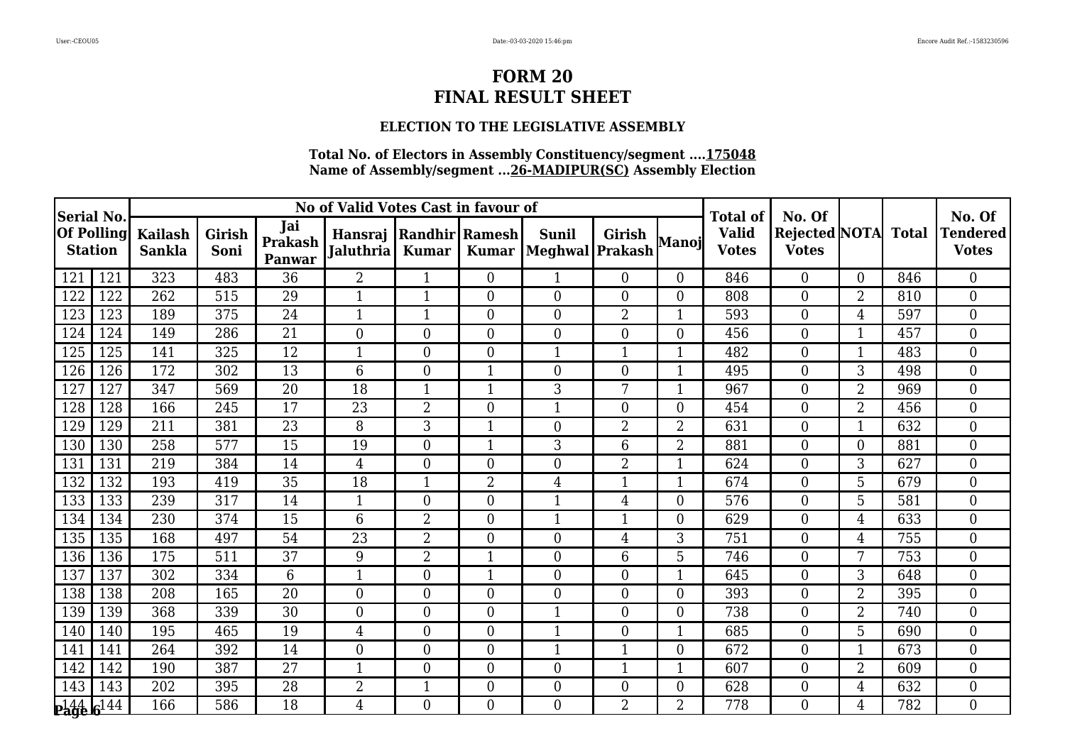# FORM 20
# FINAL RESULT SHEET

### ELECTION TO THE LEGISLATIVE ASSEMBLY

**Total No. of Electors in Assembly Constituency/segment ....175048**
**Name of Assembly/segment ...26-MADIPUR(SC) Assembly Election**

| Serial No. Of Polling Station | | No of Valid Votes Cast in favour of | | | | | | | | | Total of Valid Votes | No. Of Rejected Votes | NOTA | Total | No. Of Tendered Votes |
|---|---|---|---|---|---|---|---|---|---|---|---|---|---|---|---|
| | | Kailash Sankla | Girish Soni | Jai Prakash Panwar | Hansraj Jaluthria | Randhir Kumar | Ramesh Kumar | Sunil Meghwal | Girish Prakash | Manoj | | | | | |
| 121 | 121 | 323 | 483 | 36 | 2 | 1 | 0 | 1 | 0 | 0 | 846 | 0 | 0 | 846 | 0 |
| 122 | 122 | 262 | 515 | 29 | 1 | 1 | 0 | 0 | 0 | 0 | 808 | 0 | 2 | 810 | 0 |
| 123 | 123 | 189 | 375 | 24 | 1 | 1 | 0 | 0 | 2 | 1 | 593 | 0 | 4 | 597 | 0 |
| 124 | 124 | 149 | 286 | 21 | 0 | 0 | 0 | 0 | 0 | 0 | 456 | 0 | 1 | 457 | 0 |
| 125 | 125 | 141 | 325 | 12 | 1 | 0 | 0 | 1 | 1 | 1 | 482 | 0 | 1 | 483 | 0 |
| 126 | 126 | 172 | 302 | 13 | 6 | 0 | 1 | 0 | 0 | 1 | 495 | 0 | 3 | 498 | 0 |
| 127 | 127 | 347 | 569 | 20 | 18 | 1 | 1 | 3 | 7 | 1 | 967 | 0 | 2 | 969 | 0 |
| 128 | 128 | 166 | 245 | 17 | 23 | 2 | 0 | 1 | 0 | 0 | 454 | 0 | 2 | 456 | 0 |
| 129 | 129 | 211 | 381 | 23 | 8 | 3 | 1 | 0 | 2 | 2 | 631 | 0 | 1 | 632 | 0 |
| 130 | 130 | 258 | 577 | 15 | 19 | 0 | 1 | 3 | 6 | 2 | 881 | 0 | 0 | 881 | 0 |
| 131 | 131 | 219 | 384 | 14 | 4 | 0 | 0 | 0 | 2 | 1 | 624 | 0 | 3 | 627 | 0 |
| 132 | 132 | 193 | 419 | 35 | 18 | 1 | 2 | 4 | 1 | 1 | 674 | 0 | 5 | 679 | 0 |
| 133 | 133 | 239 | 317 | 14 | 1 | 0 | 0 | 1 | 4 | 0 | 576 | 0 | 5 | 581 | 0 |
| 134 | 134 | 230 | 374 | 15 | 6 | 2 | 0 | 1 | 1 | 0 | 629 | 0 | 4 | 633 | 0 |
| 135 | 135 | 168 | 497 | 54 | 23 | 2 | 0 | 0 | 4 | 3 | 751 | 0 | 4 | 755 | 0 |
| 136 | 136 | 175 | 511 | 37 | 9 | 2 | 1 | 0 | 6 | 5 | 746 | 0 | 7 | 753 | 0 |
| 137 | 137 | 302 | 334 | 6 | 1 | 0 | 1 | 0 | 0 | 1 | 645 | 0 | 3 | 648 | 0 |
| 138 | 138 | 208 | 165 | 20 | 0 | 0 | 0 | 0 | 0 | 0 | 393 | 0 | 2 | 395 | 0 |
| 139 | 139 | 368 | 339 | 30 | 0 | 0 | 0 | 1 | 0 | 0 | 738 | 0 | 2 | 740 | 0 |
| 140 | 140 | 195 | 465 | 19 | 4 | 0 | 0 | 1 | 0 | 1 | 685 | 0 | 5 | 690 | 0 |
| 141 | 141 | 264 | 392 | 14 | 0 | 0 | 0 | 1 | 1 | 0 | 672 | 0 | 1 | 673 | 0 |
| 142 | 142 | 190 | 387 | 27 | 1 | 0 | 0 | 0 | 1 | 1 | 607 | 0 | 2 | 609 | 0 |
| 143 | 143 | 202 | 395 | 28 | 2 | 1 | 0 | 0 | 0 | 0 | 628 | 0 | 4 | 632 | 0 |
| 144 | 144 | 166 | 586 | 18 | 4 | 0 | 0 | 0 | 2 | 2 | 778 | 0 | 4 | 782 | 0 |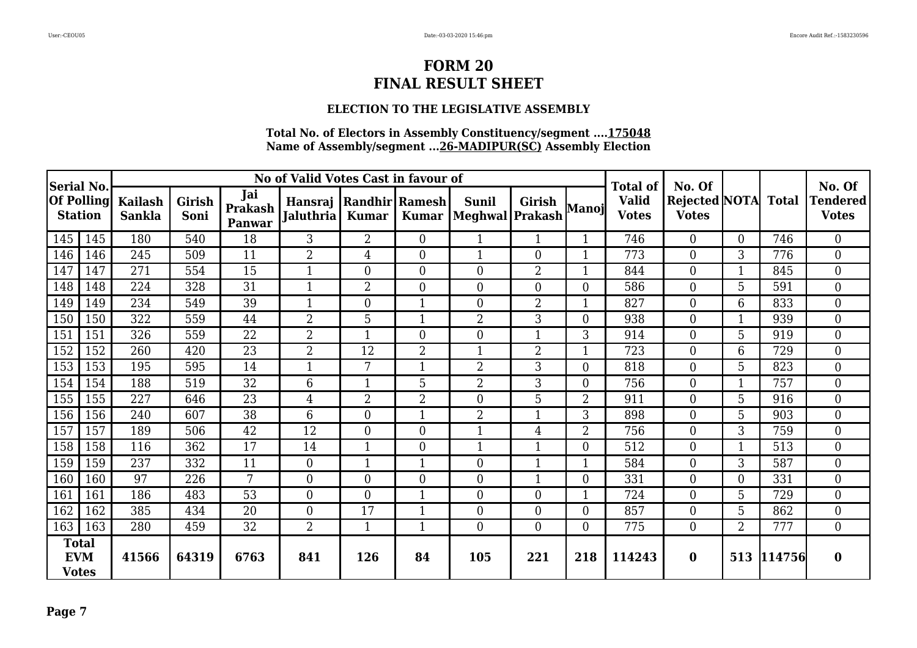# FORM 20
# FINAL RESULT SHEET

### ELECTION TO THE LEGISLATIVE ASSEMBLY

**Total No. of Electors in Assembly Constituency/segment ....175048**
**Name of Assembly/segment ...26-MADIPUR(SC) Assembly Election**

| Serial No. Of Polling Station | | No of Valid Votes Cast in favour of | | | | | | | | | Total of Valid Votes | No. Of Rejected Votes | NOTA | Total | No. Of Tendered Votes |
|---|---|---|---|---|---|---|---|---|---|---|---|---|---|---|---|
| | | Kailash Sankla | Girish Soni | Jai Prakash Panwar | Hansraj Jaluthria | Randhir Kumar | Ramesh Kumar | Sunil Meghwal | Girish Prakash | Manoj | | | | | |
| 145 | 145 | 180 | 540 | 18 | 3 | 2 | 0 | 1 | 1 | 1 | 746 | 0 | 0 | 746 | 0 |
| 146 | 146 | 245 | 509 | 11 | 2 | 4 | 0 | 1 | 0 | 1 | 773 | 0 | 3 | 776 | 0 |
| 147 | 147 | 271 | 554 | 15 | 1 | 0 | 0 | 0 | 2 | 1 | 844 | 0 | 1 | 845 | 0 |
| 148 | 148 | 224 | 328 | 31 | 1 | 2 | 0 | 0 | 0 | 0 | 586 | 0 | 5 | 591 | 0 |
| 149 | 149 | 234 | 549 | 39 | 1 | 0 | 1 | 0 | 2 | 1 | 827 | 0 | 6 | 833 | 0 |
| 150 | 150 | 322 | 559 | 44 | 2 | 5 | 1 | 2 | 3 | 0 | 938 | 0 | 1 | 939 | 0 |
| 151 | 151 | 326 | 559 | 22 | 2 | 1 | 0 | 0 | 1 | 3 | 914 | 0 | 5 | 919 | 0 |
| 152 | 152 | 260 | 420 | 23 | 2 | 12 | 2 | 1 | 2 | 1 | 723 | 0 | 6 | 729 | 0 |
| 153 | 153 | 195 | 595 | 14 | 1 | 7 | 1 | 2 | 3 | 0 | 818 | 0 | 5 | 823 | 0 |
| 154 | 154 | 188 | 519 | 32 | 6 | 1 | 5 | 2 | 3 | 0 | 756 | 0 | 1 | 757 | 0 |
| 155 | 155 | 227 | 646 | 23 | 4 | 2 | 2 | 0 | 5 | 2 | 911 | 0 | 5 | 916 | 0 |
| 156 | 156 | 240 | 607 | 38 | 6 | 0 | 1 | 2 | 1 | 3 | 898 | 0 | 5 | 903 | 0 |
| 157 | 157 | 189 | 506 | 42 | 12 | 0 | 0 | 1 | 4 | 2 | 756 | 0 | 3 | 759 | 0 |
| 158 | 158 | 116 | 362 | 17 | 14 | 1 | 0 | 1 | 1 | 0 | 512 | 0 | 1 | 513 | 0 |
| 159 | 159 | 237 | 332 | 11 | 0 | 1 | 1 | 0 | 1 | 1 | 584 | 0 | 3 | 587 | 0 |
| 160 | 160 | 97 | 226 | 7 | 0 | 0 | 0 | 0 | 1 | 0 | 331 | 0 | 0 | 331 | 0 |
| 161 | 161 | 186 | 483 | 53 | 0 | 0 | 1 | 0 | 0 | 1 | 724 | 0 | 5 | 729 | 0 |
| 162 | 162 | 385 | 434 | 20 | 0 | 17 | 1 | 0 | 0 | 0 | 857 | 0 | 5 | 862 | 0 |
| 163 | 163 | 280 | 459 | 32 | 2 | 1 | 1 | 0 | 0 | 0 | 775 | 0 | 2 | 777 | 0 |
| **Total EVM Votes** | | **41566** | **64319** | **6763** | **841** | **126** | **84** | **105** | **221** | **218** | **114243** | **0** | **513** | **114756** | **0** |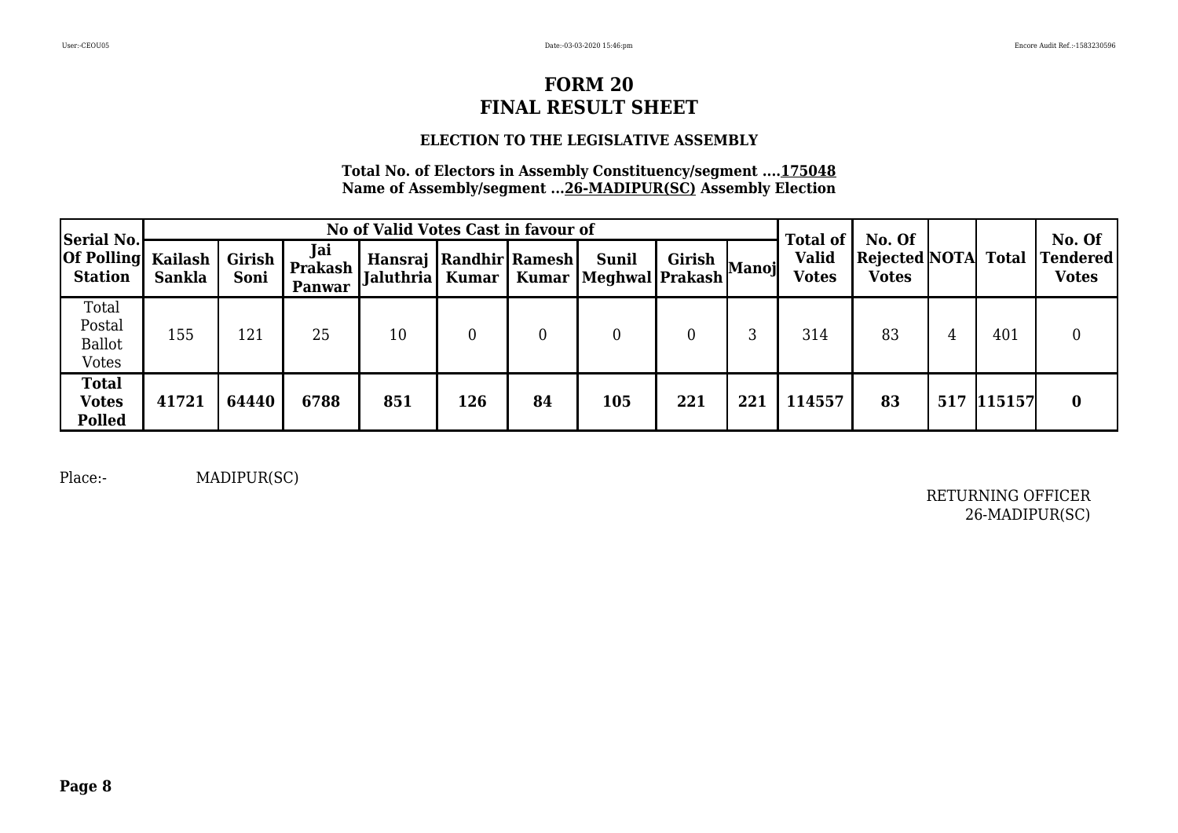# FORM 20
# FINAL RESULT SHEET

### ELECTION TO THE LEGISLATIVE ASSEMBLY

**Total No. of Electors in Assembly Constituency/segment ....175048**
**Name of Assembly/segment ...26-MADIPUR(SC) Assembly Election**

| Serial No. Of Polling Station | No of Valid Votes Cast in favour of | | | | | | | | | Total of Valid Votes | No. Of Rejected Votes | NOTA | Total | No. Of Tendered Votes |
|---|---|---|---|---|---|---|---|---|---|---|---|---|---|---|
| | Kailash Sankla | Girish Soni | Jai Prakash Panwar | Hansraj Jaluthria | Randhir Kumar | Ramesh Kumar | Sunil Meghwal | Girish Prakash | Manoj | | | | | |
| Total Postal Ballot Votes | 155 | 121 | 25 | 10 | 0 | 0 | 0 | 0 | 3 | 314 | 83 | 4 | 401 | 0 |
| **Total Votes Polled** | **41721** | **64440** | **6788** | **851** | **126** | **84** | **105** | **221** | **221** | **114557** | **83** | **517** | **115157** | **0** |

Place:- MADIPUR(SC)

RETURNING OFFICER
26-MADIPUR(SC)